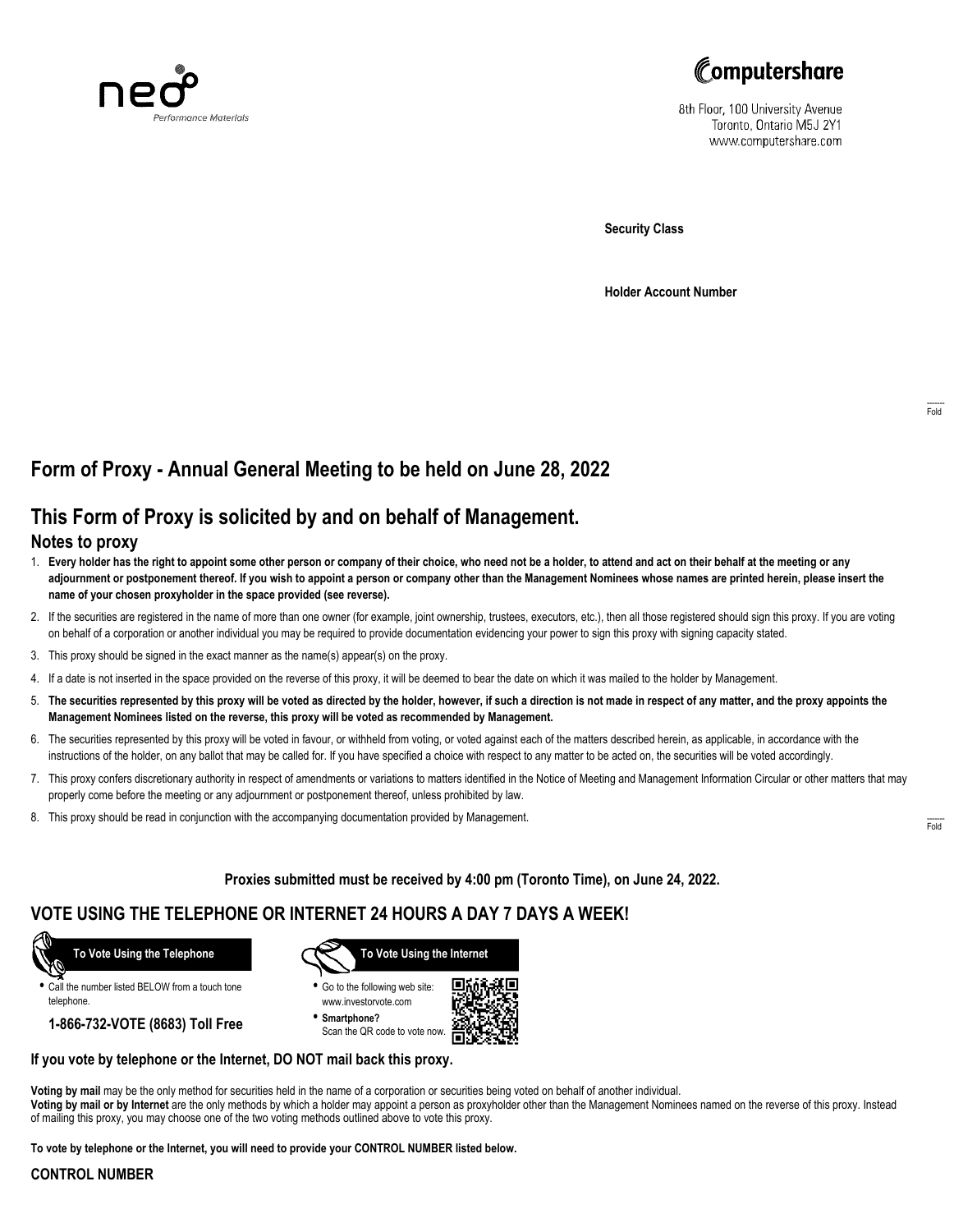neo Performance Materials

Computershare

8th Floor, 100 University Avenue
Toronto, Ontario M5J 2Y1
www.computershare.com

**Security Class**

**Holder Account Number**

Fold

# Form of Proxy - Annual General Meeting to be held on June 28, 2022

## This Form of Proxy is solicited by and on behalf of Management.

### Notes to proxy

1. **Every holder has the right to appoint some other person or company of their choice, who need not be a holder, to attend and act on their behalf at the meeting or any adjournment or postponement thereof. If you wish to appoint a person or company other than the Management Nominees whose names are printed herein, please insert the name of your chosen proxyholder in the space provided (see reverse).**
2. If the securities are registered in the name of more than one owner (for example, joint ownership, trustees, executors, etc.), then all those registered should sign this proxy. If you are voting on behalf of a corporation or another individual you may be required to provide documentation evidencing your power to sign this proxy with signing capacity stated.
3. This proxy should be signed in the exact manner as the name(s) appear(s) on the proxy.
4. If a date is not inserted in the space provided on the reverse of this proxy, it will be deemed to bear the date on which it was mailed to the holder by Management.
5. **The securities represented by this proxy will be voted as directed by the holder, however, if such a direction is not made in respect of any matter, and the proxy appoints the Management Nominees listed on the reverse, this proxy will be voted as recommended by Management.**
6. The securities represented by this proxy will be voted in favour, or withheld from voting, or voted against each of the matters described herein, as applicable, in accordance with the instructions of the holder, on any ballot that may be called for. If you have specified a choice with respect to any matter to be acted on, the securities will be voted accordingly.
7. This proxy confers discretionary authority in respect of amendments or variations to matters identified in the Notice of Meeting and Management Information Circular or other matters that may properly come before the meeting or any adjournment or postponement thereof, unless prohibited by law.
8. This proxy should be read in conjunction with the accompanying documentation provided by Management.

Fold

**Proxies submitted must be received by 4:00 pm (Toronto Time), on June 24, 2022.**

## VOTE USING THE TELEPHONE OR INTERNET 24 HOURS A DAY 7 DAYS A WEEK!

**To Vote Using the Telephone**

- Call the number listed BELOW from a touch tone telephone.

**1-866-732-VOTE (8683) Toll Free**

**To Vote Using the Internet**

- Go to the following web site: www.investorvote.com
- **Smartphone?** Scan the QR code to vote now.

**If you vote by telephone or the Internet, DO NOT mail back this proxy.**

**Voting by mail** may be the only method for securities held in the name of a corporation or securities being voted on behalf of another individual.
**Voting by mail or by Internet** are the only methods by which a holder may appoint a person as proxyholder other than the Management Nominees named on the reverse of this proxy. Instead of mailing this proxy, you may choose one of the two voting methods outlined above to vote this proxy.

**To vote by telephone or the Internet, you will need to provide your CONTROL NUMBER listed below.**

**CONTROL NUMBER**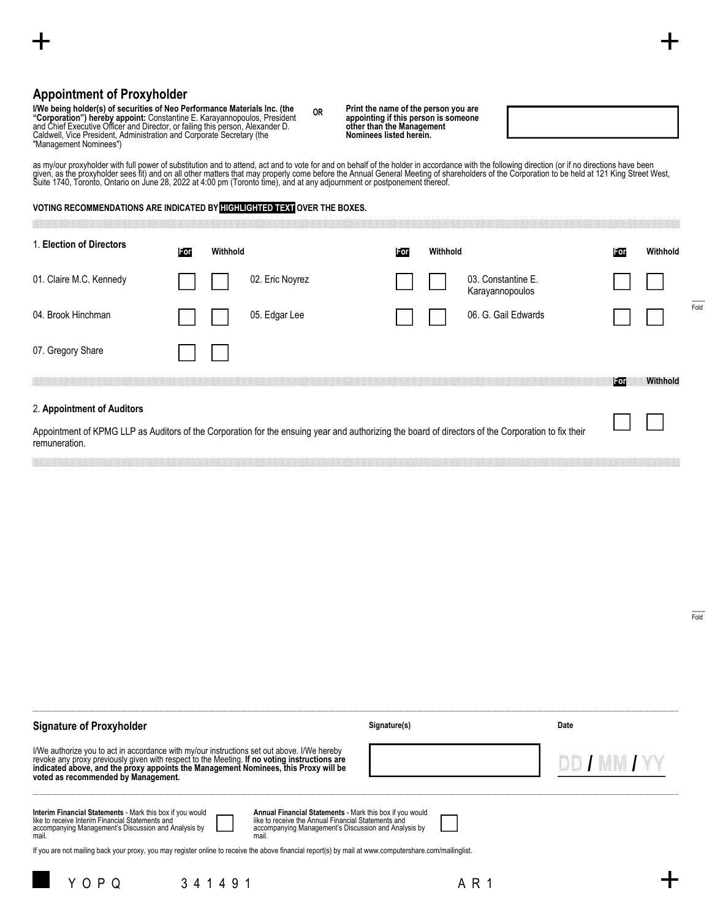## Appointment of Proxyholder

**I/We being holder(s) of securities of Neo Performance Materials Inc. (the "Corporation") hereby appoint:** Constantine E. Karayannopoulos, President and Chief Executive Officer and Director, or failing this person, Alexander D. Caldwell, Vice President, Administration and Corporate Secretary (the "Management Nominees")

**OR**

**Print the name of the person you are appointing if this person is someone other than the Management Nominees listed herein.**

as my/our proxyholder with full power of substitution and to attend, act and to vote for and on behalf of the holder in accordance with the following direction (or if no directions have been given, as the proxyholder sees fit) and on all other matters that may properly come before the Annual General Meeting of shareholders of the Corporation to be held at 121 King Street West, Suite 1740, Toronto, Ontario on June 28, 2022 at 4:00 pm (Toronto time), and at any adjournment or postponement thereof.

**VOTING RECOMMENDATIONS ARE INDICATED BY HIGHLIGHTED TEXT OVER THE BOXES.**

### 1. Election of Directors

| | For | Withhold | | For | Withhold | | For | Withhold |
|---|---|---|---|---|---|---|---|---|
| 01. Claire M.C. Kennedy | ☐ | ☐ | 02. Eric Noyrez | ☐ | ☐ | 03. Constantine E. Karayannopoulos | ☐ | ☐ |
| 04. Brook Hinchman | ☐ | ☐ | 05. Edgar Lee | ☐ | ☐ | 06. G. Gail Edwards | ☐ | ☐ |
| 07. Gregory Share | ☐ | ☐ | | | | | | |

### 2. Appointment of Auditors

| | For | Withhold |
|---|---|---|
| Appointment of KPMG LLP as Auditors of the Corporation for the ensuing year and authorizing the board of directors of the Corporation to fix their remuneration. | ☐ | ☐ |

## Signature of Proxyholder

I/We authorize you to act in accordance with my/our instructions set out above. I/We hereby revoke any proxy previously given with respect to the Meeting. **If no voting instructions are indicated above, and the proxy appoints the Management Nominees, this Proxy will be voted as recommended by Management.**

Signature(s)

Date

DD / MM / YY

**Interim Financial Statements** - Mark this box if you would like to receive Interim Financial Statements and accompanying Management's Discussion and Analysis by mail. ☐

**Annual Financial Statements** - Mark this box if you would like to receive the Annual Financial Statements and accompanying Management's Discussion and Analysis by mail. ☐

If you are not mailing back your proxy, you may register online to receive the above financial report(s) by mail at www.computershare.com/mailinglist.

Y O P Q 3 4 1 4 9 1 A R 1